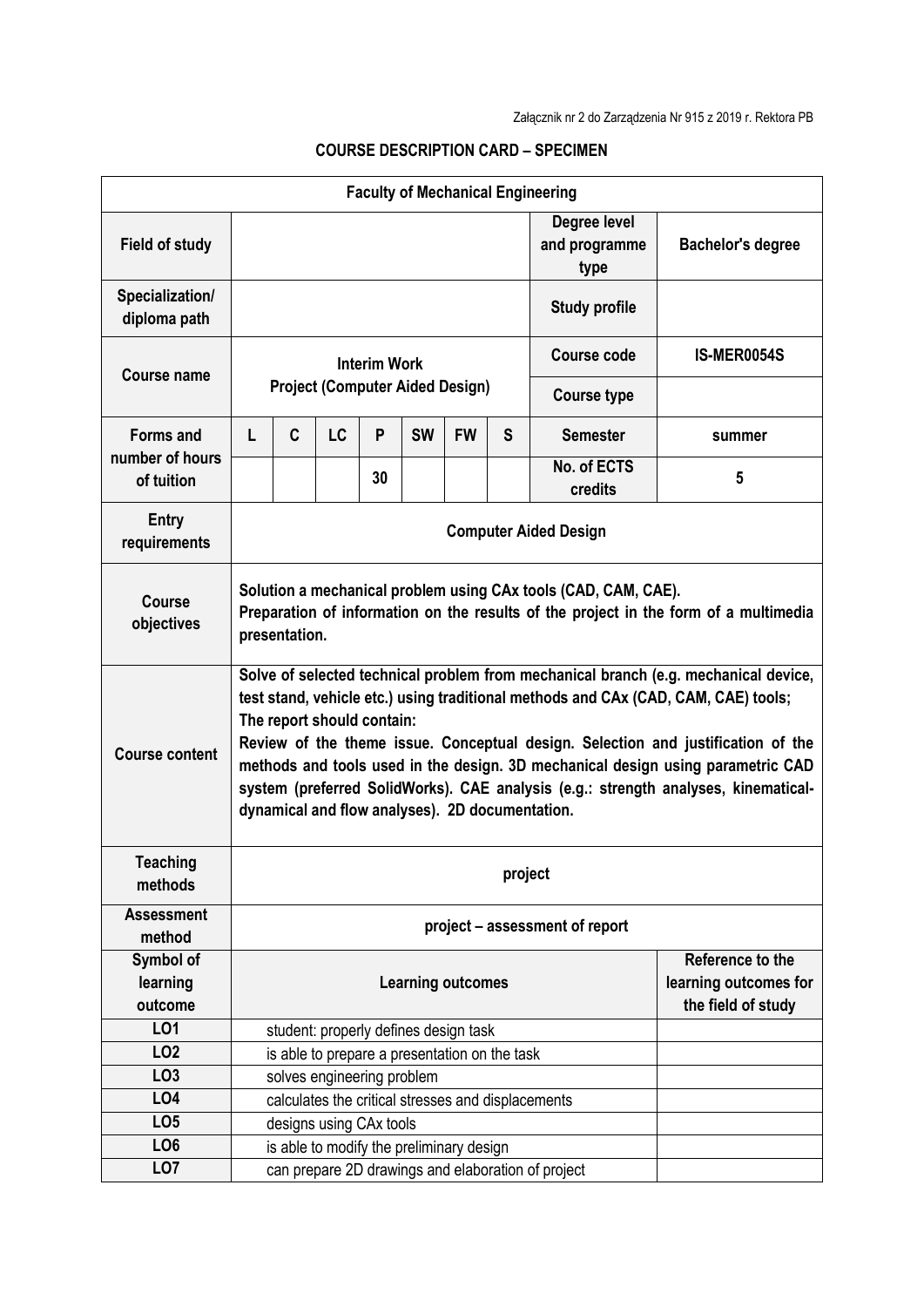Załącznik nr 2 do Zarządzenia Nr 915 z 2019 r. Rektora PB

**COURSE DESCRIPTION CARD – SPECIMEN**

| **Faculty of Mechanical Engineering** | | | | | | | | | |
|---|---|---|---|---|---|---|---|---|---|
| **Field of study** | | | | | | | | **Degree level and programme type** | **Bachelor's degree** |
| **Specialization/ diploma path** | | | | | | | | **Study profile** | |
| **Course name** | **Interim Work Project (Computer Aided Design)** | | | | | | | **Course code** | **IS-MER0054S** |
| | | | | | | | | **Course type** | |
| **Forms and number of hours of tuition** | **L** | **C** | **LC** | **P** | **SW** | **FW** | **S** | **Semester** | **summer** |
| | | | | 30 | | | | **No. of ECTS credits** | **5** |
| **Entry requirements** | **Computer Aided Design** | | | | | | | | |
| **Course objectives** | **Solution a mechanical problem using CAx tools (CAD, CAM, CAE). Preparation of information on the results of the project in the form of a multimedia presentation.** | | | | | | | | |
| **Course content** | **Solve of selected technical problem from mechanical branch (e.g. mechanical device, test stand, vehicle etc.) using traditional methods and CAx (CAD, CAM, CAE) tools; The report should contain: Review of the theme issue. Conceptual design. Selection and justification of the methods and tools used in the design. 3D mechanical design using parametric CAD system (preferred SolidWorks). CAE analysis (e.g.: strength analyses, kinematical-dynamical and flow analyses). 2D documentation.** | | | | | | | | |
| **Teaching methods** | **project** | | | | | | | | |
| **Assessment method** | **project – assessment of report** | | | | | | | | |
| **Symbol of learning outcome** | **Learning outcomes** | | | | | | | | **Reference to the learning outcomes for the field of study** |
| **LO1** | student: properly defines design task | | | | | | | | |
| **LO2** | is able to prepare a presentation on the task | | | | | | | | |
| **LO3** | solves engineering problem | | | | | | | | |
| **LO4** | calculates the critical stresses and displacements | | | | | | | | |
| **LO5** | designs using CAx tools | | | | | | | | |
| **LO6** | is able to modify the preliminary design | | | | | | | | |
| **LO7** | can prepare 2D drawings and elaboration of project | | | | | | | | |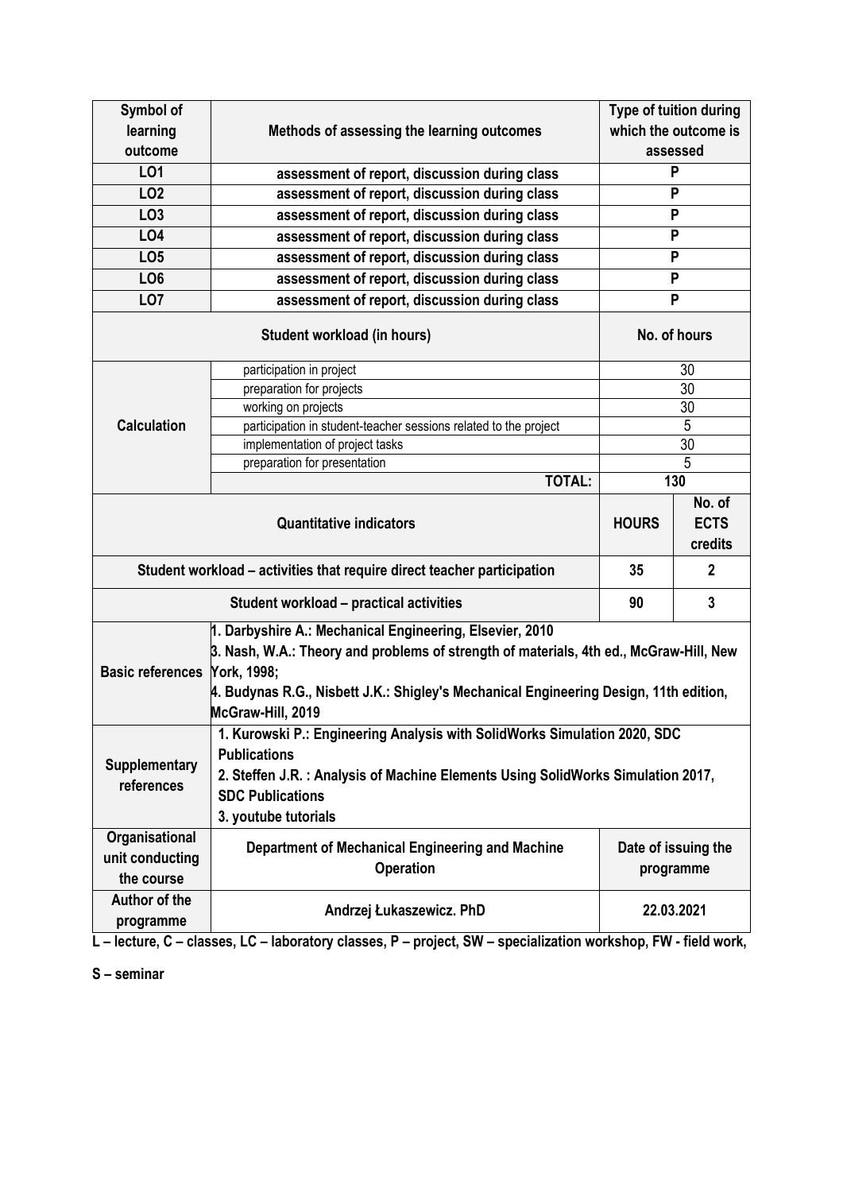| Symbol of learning outcome | Methods of assessing the learning outcomes | Type of tuition during which the outcome is assessed |
|---|---|---|
| LO1 | assessment of report, discussion during class | P |
| LO2 | assessment of report, discussion during class | P |
| LO3 | assessment of report, discussion during class | P |
| LO4 | assessment of report, discussion during class | P |
| LO5 | assessment of report, discussion during class | P |
| LO6 | assessment of report, discussion during class | P |
| LO7 | assessment of report, discussion during class | P |

| Student workload (in hours) | | No. of hours |
|---|---|---|
| Calculation | participation in project | 30 |
| | preparation for projects | 30 |
| | working on projects | 30 |
| | participation in student-teacher sessions related to the project | 5 |
| | implementation of project tasks | 30 |
| | preparation for presentation | 5 |
| | **TOTAL:** | 130 |

| Quantitative indicators | HOURS | No. of ECTS credits |
|---|---|---|
| Student workload – activities that require direct teacher participation | 35 | 2 |
| Student workload – practical activities | 90 | 3 |

| | |
|---|---|
| Basic references | 1. Darbyshire A.: Mechanical Engineering, Elsevier, 2010<br>3. Nash, W.A.: Theory and problems of strength of materials, 4th ed., McGraw-Hill, New York, 1998;<br>4. Budynas R.G., Nisbett J.K.: Shigley's Mechanical Engineering Design, 11th edition, McGraw-Hill, 2019 |
| Supplementary references | 1. Kurowski P.: Engineering Analysis with SolidWorks Simulation 2020, SDC Publications<br>2. Steffen J.R. : Analysis of Machine Elements Using SolidWorks Simulation 2017, SDC Publications<br>3. youtube tutorials |

| | | |
|---|---|---|
| Organisational unit conducting the course | Department of Mechanical Engineering and Machine Operation | Date of issuing the programme |
| Author of the programme | Andrzej Łukaszewicz. PhD | 22.03.2021 |

**L – lecture, C – classes, LC – laboratory classes, P – project, SW – specialization workshop, FW - field work, S – seminar**